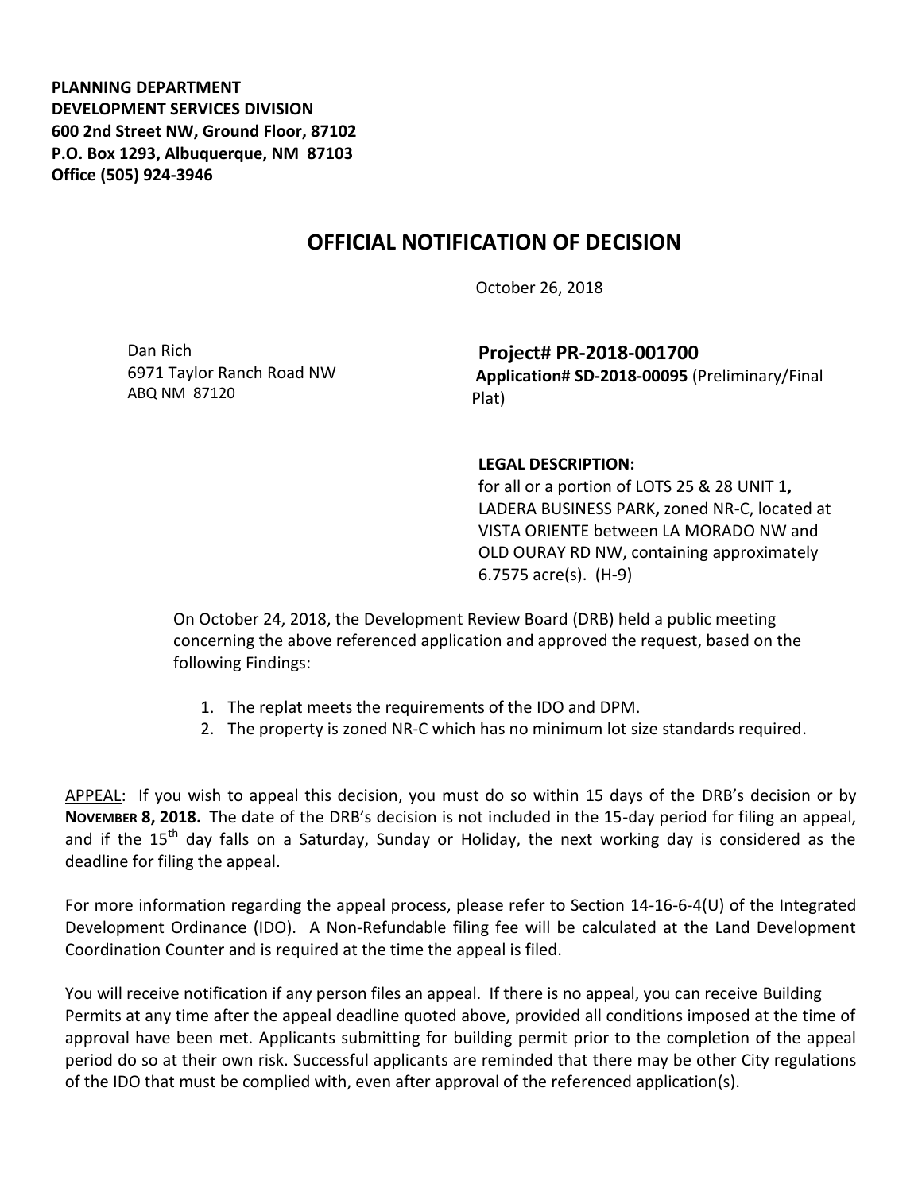**PLANNING DEPARTMENT**
**DEVELOPMENT SERVICES DIVISION**
**600 2nd Street NW, Ground Floor, 87102**
**P.O. Box 1293, Albuquerque, NM 87103**
**Office (505) 924-3946**

# OFFICIAL NOTIFICATION OF DECISION

October 26, 2018

Dan Rich
6971 Taylor Ranch Road NW
ABQ NM 87120

**Project# PR-2018-001700**
**Application# SD-2018-00095** (Preliminary/Final Plat)

**LEGAL DESCRIPTION:**
for all or a portion of LOTS 25 & 28 UNIT 1**,** LADERA BUSINESS PARK**,** zoned NR-C, located at VISTA ORIENTE between LA MORADO NW and OLD OURAY RD NW, containing approximately 6.7575 acre(s). (H-9)

On October 24, 2018, the Development Review Board (DRB) held a public meeting concerning the above referenced application and approved the request, based on the following Findings:

1. The replat meets the requirements of the IDO and DPM.
2. The property is zoned NR-C which has no minimum lot size standards required.

APPEAL: If you wish to appeal this decision, you must do so within 15 days of the DRB's decision or by **NOVEMBER 8, 2018.** The date of the DRB's decision is not included in the 15-day period for filing an appeal, and if the 15th day falls on a Saturday, Sunday or Holiday, the next working day is considered as the deadline for filing the appeal.

For more information regarding the appeal process, please refer to Section 14-16-6-4(U) of the Integrated Development Ordinance (IDO). A Non-Refundable filing fee will be calculated at the Land Development Coordination Counter and is required at the time the appeal is filed.

You will receive notification if any person files an appeal. If there is no appeal, you can receive Building Permits at any time after the appeal deadline quoted above, provided all conditions imposed at the time of approval have been met. Applicants submitting for building permit prior to the completion of the appeal period do so at their own risk. Successful applicants are reminded that there may be other City regulations of the IDO that must be complied with, even after approval of the referenced application(s).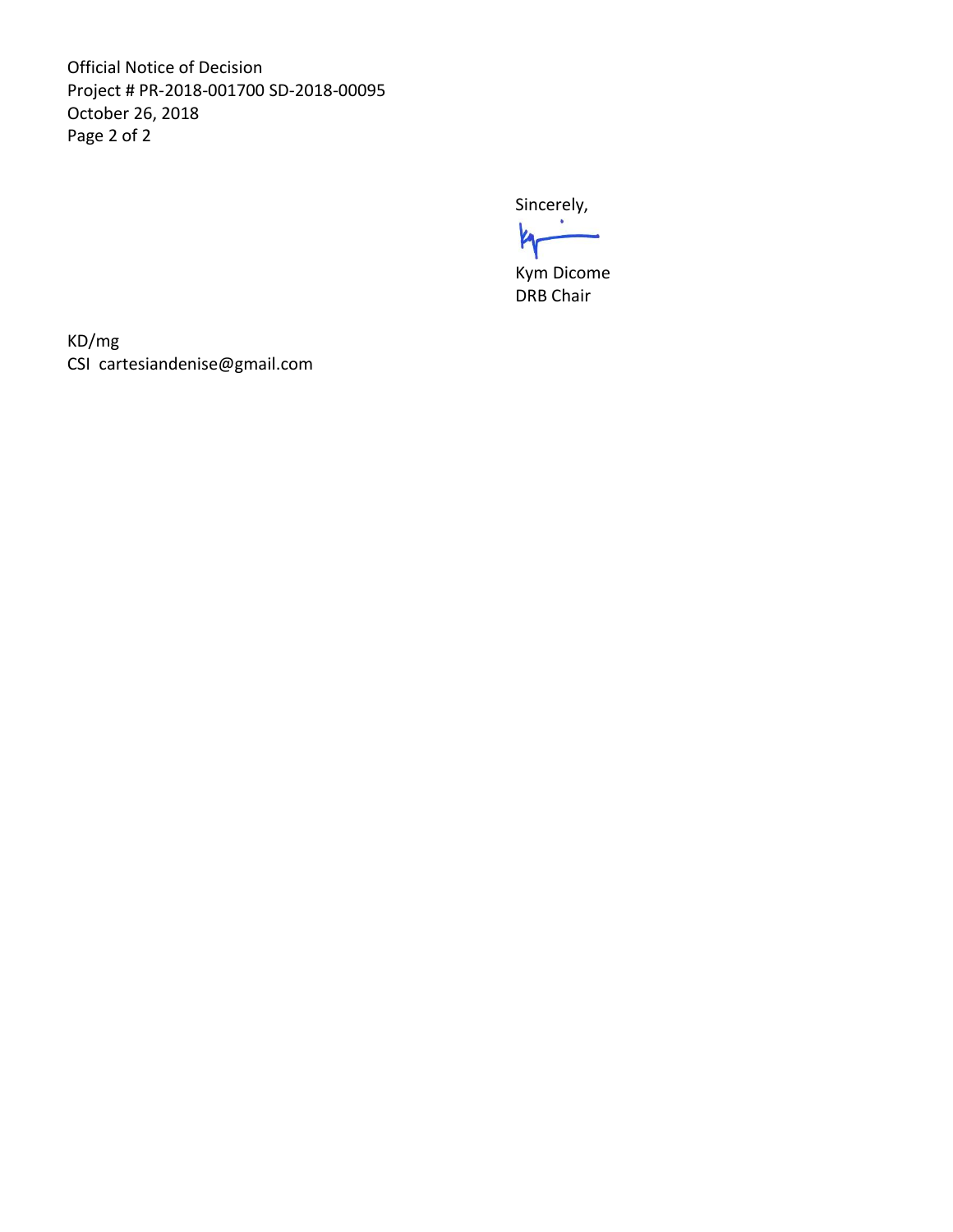Sincerely,

Kym Dicome
DRB Chair

KD/mg
CSI cartesiandenise@gmail.com